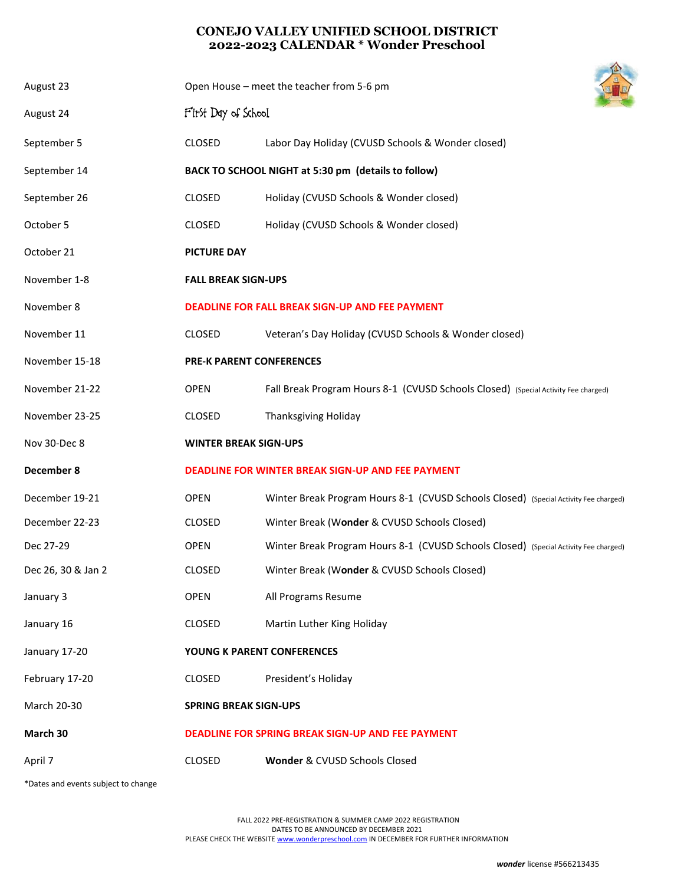# CONEJO VALLEY UNIFIED SCHOOL DISTRICT
## 2022-2023 CALENDAR * Wonder Preschool

| Date | | |
|---|---|---|
| August 23 | Open House – meet the teacher from 5-6 pm | |
| August 24 | First Day of School | |
| September 5 | CLOSED | Labor Day Holiday (CVUSD Schools & Wonder closed) |
| September 14 | **BACK TO SCHOOL NIGHT at 5:30 pm (details to follow)** | |
| September 26 | CLOSED | Holiday (CVUSD Schools & Wonder closed) |
| October 5 | CLOSED | Holiday (CVUSD Schools & Wonder closed) |
| October 21 | **PICTURE DAY** | |
| November 1-8 | **FALL BREAK SIGN-UPS** | |
| November 8 | **DEADLINE FOR FALL BREAK SIGN-UP AND FEE PAYMENT** | |
| November 11 | CLOSED | Veteran's Day Holiday (CVUSD Schools & Wonder closed) |
| November 15-18 | **PRE-K PARENT CONFERENCES** | |
| November 21-22 | OPEN | Fall Break Program Hours 8-1 (CVUSD Schools Closed) (Special Activity Fee charged) |
| November 23-25 | CLOSED | Thanksgiving Holiday |
| Nov 30-Dec 8 | **WINTER BREAK SIGN-UPS** | |
| **December 8** | **DEADLINE FOR WINTER BREAK SIGN-UP AND FEE PAYMENT** | |
| December 19-21 | OPEN | Winter Break Program Hours 8-1 (CVUSD Schools Closed) (Special Activity Fee charged) |
| December 22-23 | CLOSED | Winter Break (W**onder** & CVUSD Schools Closed) |
| Dec 27-29 | OPEN | Winter Break Program Hours 8-1 (CVUSD Schools Closed) (Special Activity Fee charged) |
| Dec 26, 30 & Jan 2 | CLOSED | Winter Break (W**onder** & CVUSD Schools Closed) |
| January 3 | OPEN | All Programs Resume |
| January 16 | CLOSED | Martin Luther King Holiday |
| January 17-20 | **YOUNG K PARENT CONFERENCES** | |
| February 17-20 | CLOSED | President's Holiday |
| March 20-30 | **SPRING BREAK SIGN-UPS** | |
| **March 30** | **DEADLINE FOR SPRING BREAK SIGN-UP AND FEE PAYMENT** | |
| April 7 | CLOSED | **Wonder** & CVUSD Schools Closed |

*Dates and events subject to change

FALL 2022 PRE-REGISTRATION & SUMMER CAMP 2022 REGISTRATION
DATES TO BE ANNOUNCED BY DECEMBER 2021
PLEASE CHECK THE WEBSITE www.wonderpreschool.com IN DECEMBER FOR FURTHER INFORMATION

***wonder*** license #566213435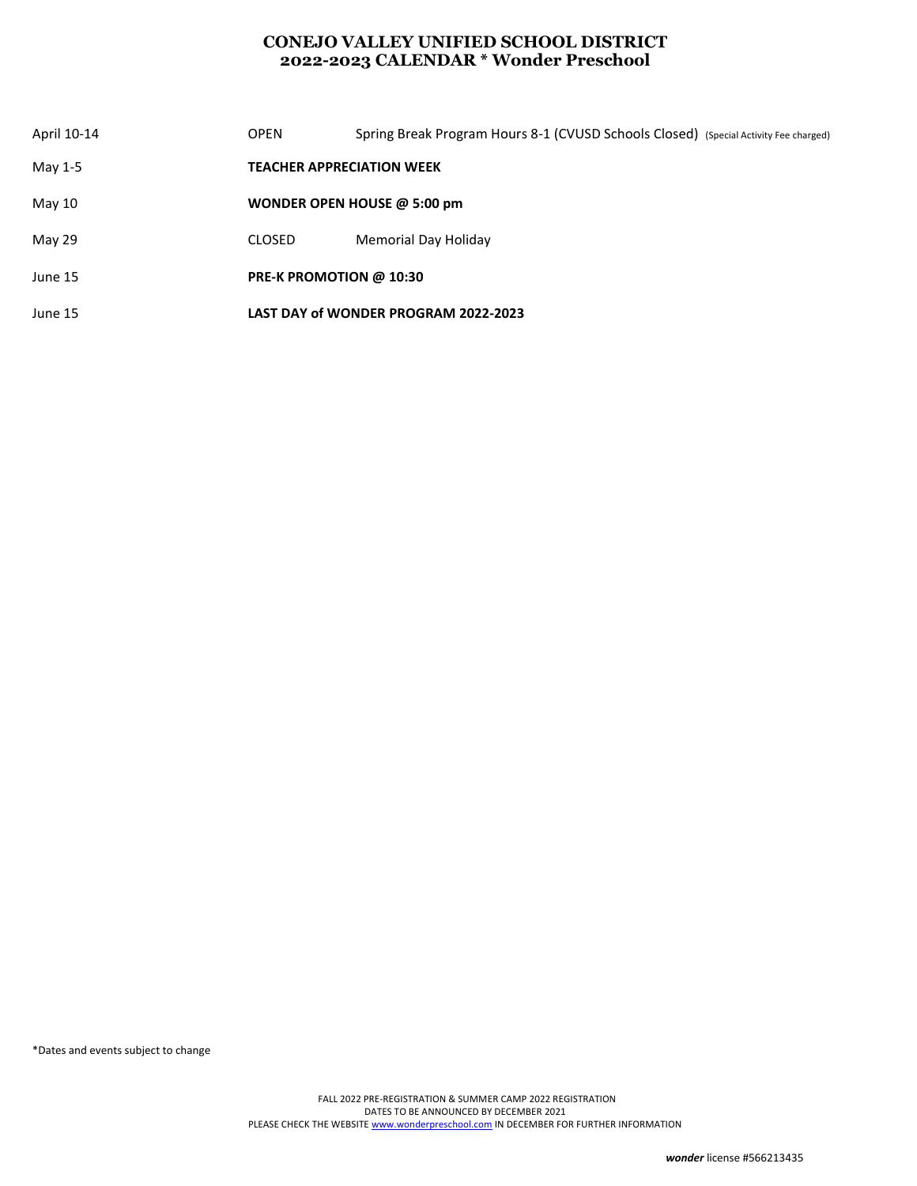**CONEJO VALLEY UNIFIED SCHOOL DISTRICT**
**2022-2023 CALENDAR * Wonder Preschool**

| | | |
|---|---|---|
| April 10-14 | OPEN | Spring Break Program Hours 8-1 (CVUSD Schools Closed) (Special Activity Fee charged) |
| May 1-5 | **TEACHER APPRECIATION WEEK** | |
| May 10 | **WONDER OPEN HOUSE @ 5:00 pm** | |
| May 29 | CLOSED | Memorial Day Holiday |
| June 15 | **PRE-K PROMOTION @ 10:30** | |
| June 15 | **LAST DAY of WONDER PROGRAM 2022-2023** | |

*Dates and events subject to change

FALL 2022 PRE-REGISTRATION & SUMMER CAMP 2022 REGISTRATION
DATES TO BE ANNOUNCED BY DECEMBER 2021
PLEASE CHECK THE WEBSITE www.wonderpreschool.com IN DECEMBER FOR FURTHER INFORMATION

***wonder*** license #566213435